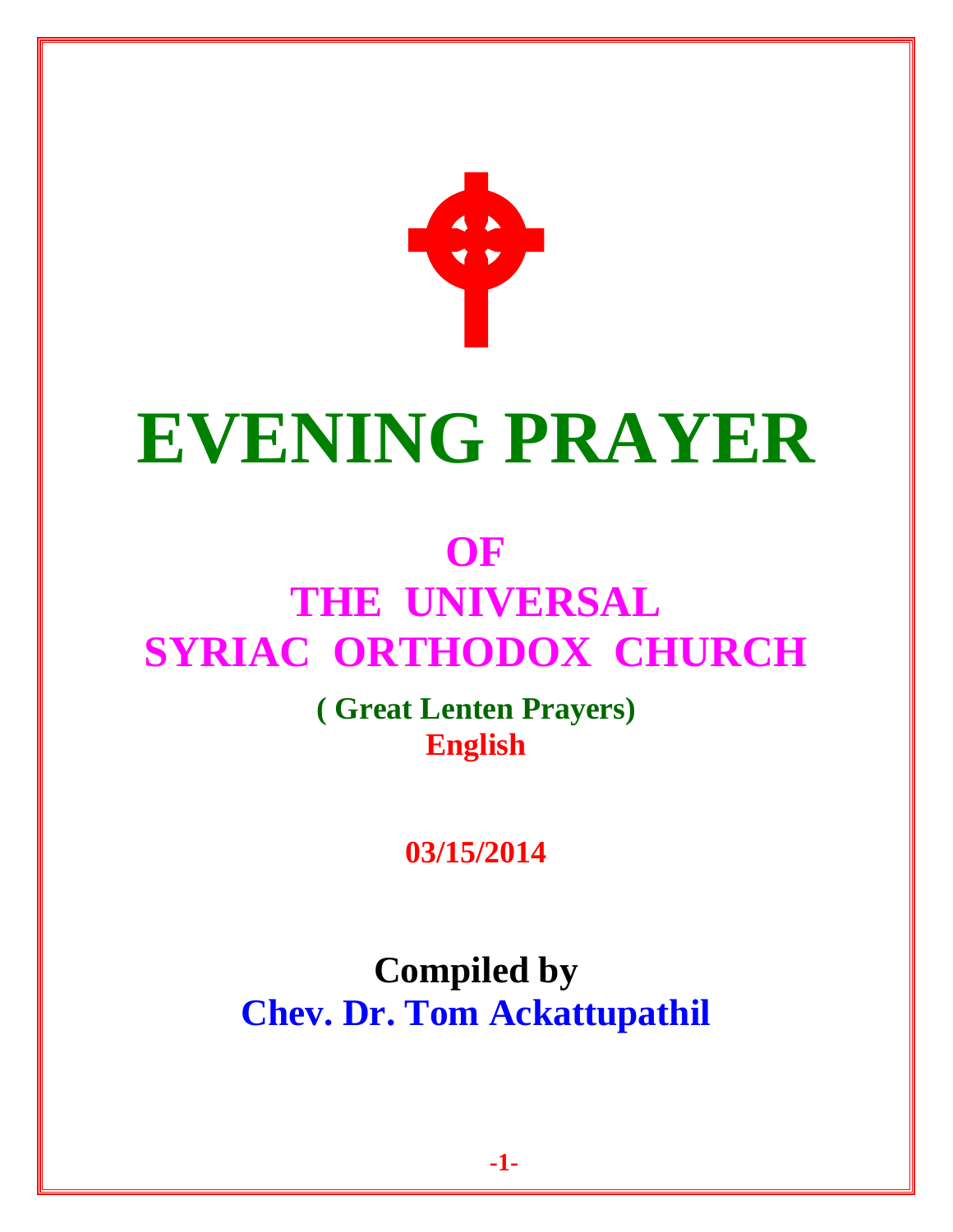# EVENING PRAYER

## OF
## THE UNIVERSAL
## SYRIAC ORTHODOX CHURCH

**( Great Lenten Prayers)**

**English**

**03/15/2014**

**Compiled by**

**Chev. Dr. Tom Ackattupathil**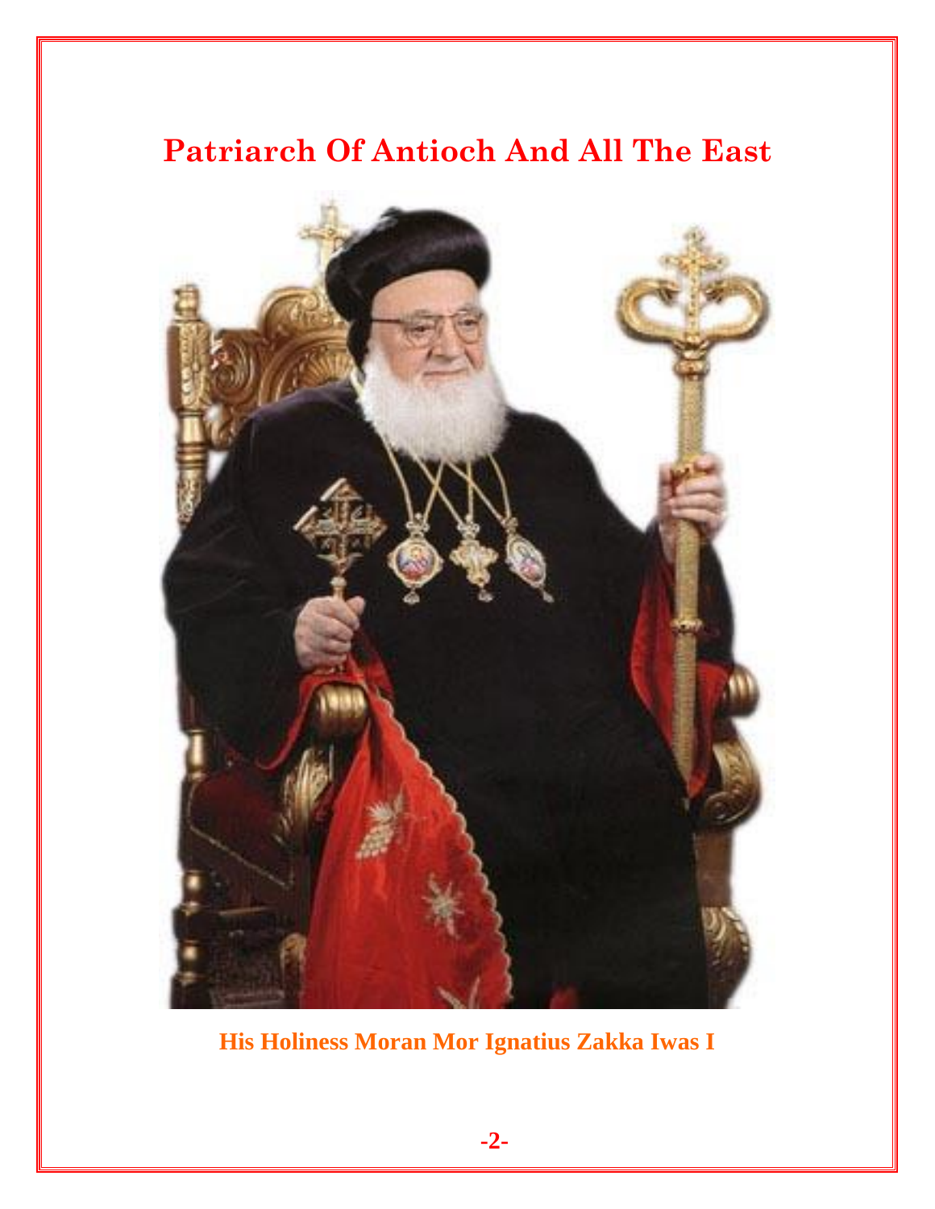# Patriarch Of Antioch And All The East

**His Holiness Moran Mor Ignatius Zakka Iwas I**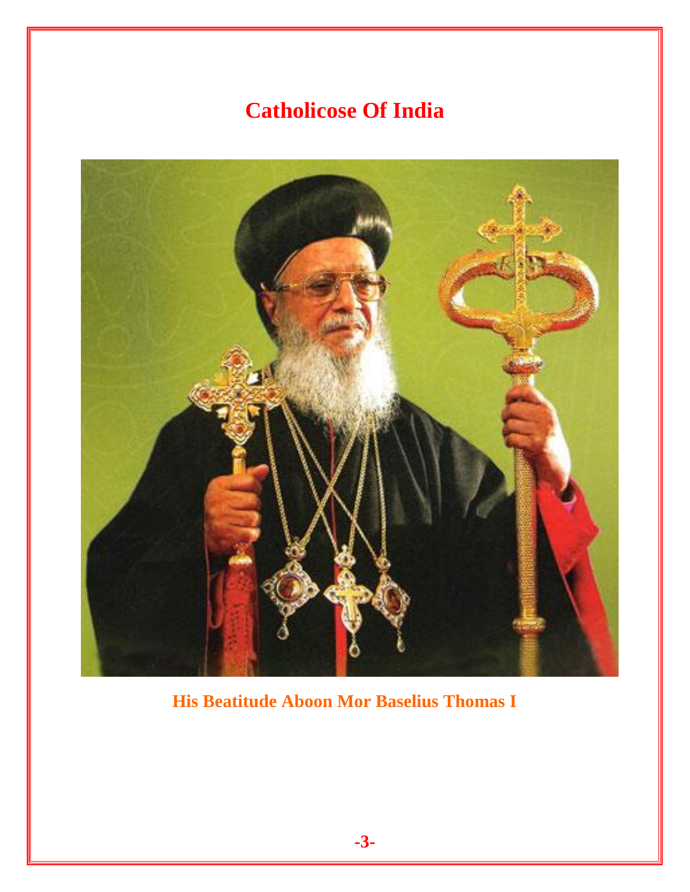# Catholicose Of India

His Beatitude Aboon Mor Baselius Thomas I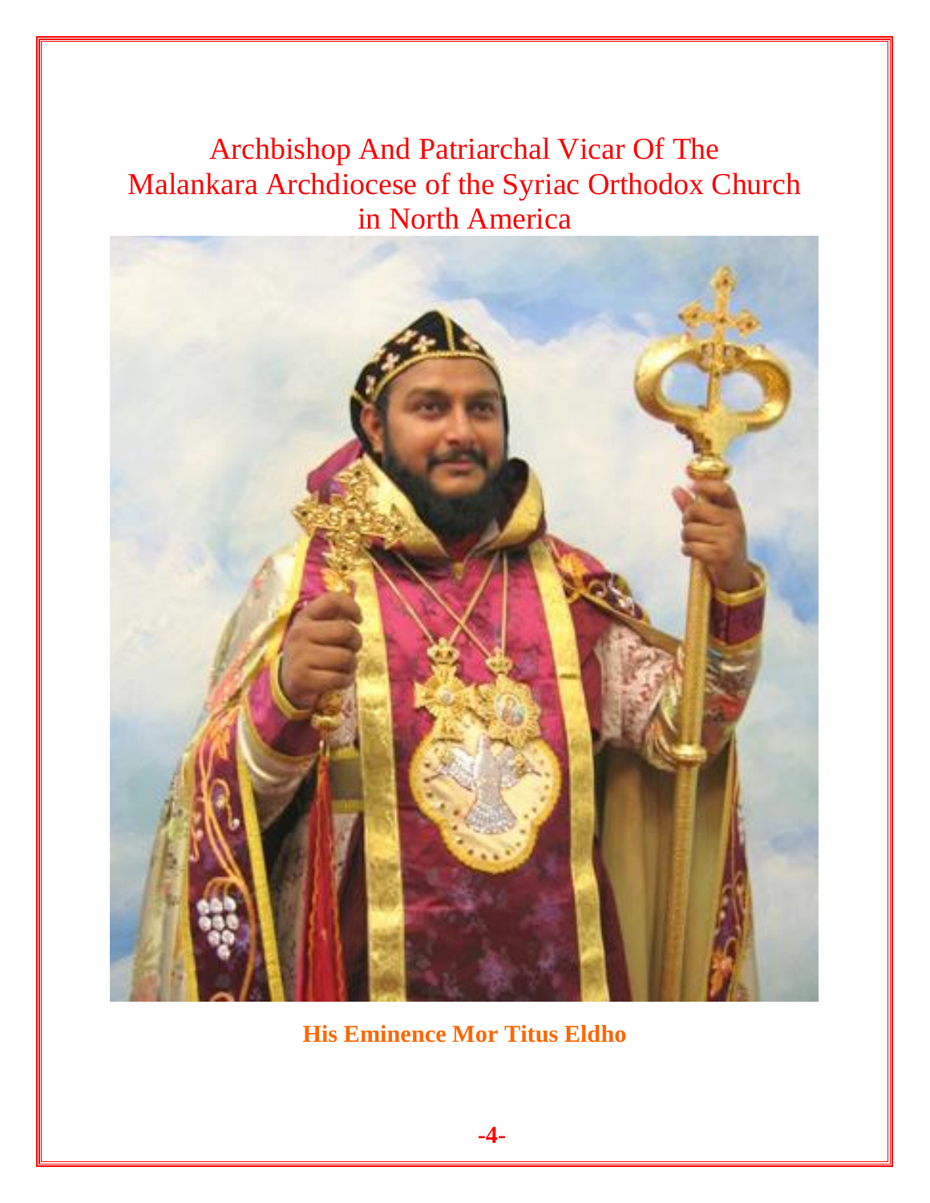# Archbishop And Patriarchal Vicar Of The Malankara Archdiocese of the Syriac Orthodox Church in North America

**His Eminence Mor Titus Eldho**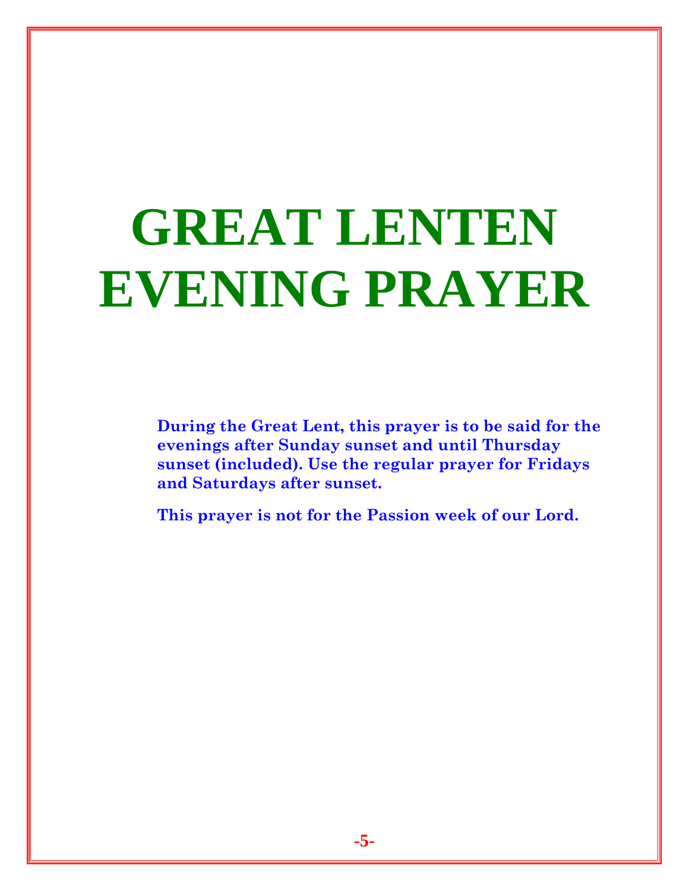# GREAT LENTEN EVENING PRAYER

**During the Great Lent, this prayer is to be said for the evenings after Sunday sunset and until Thursday sunset (included). Use the regular prayer for Fridays and Saturdays after sunset.**

**This prayer is not for the Passion week of our Lord.**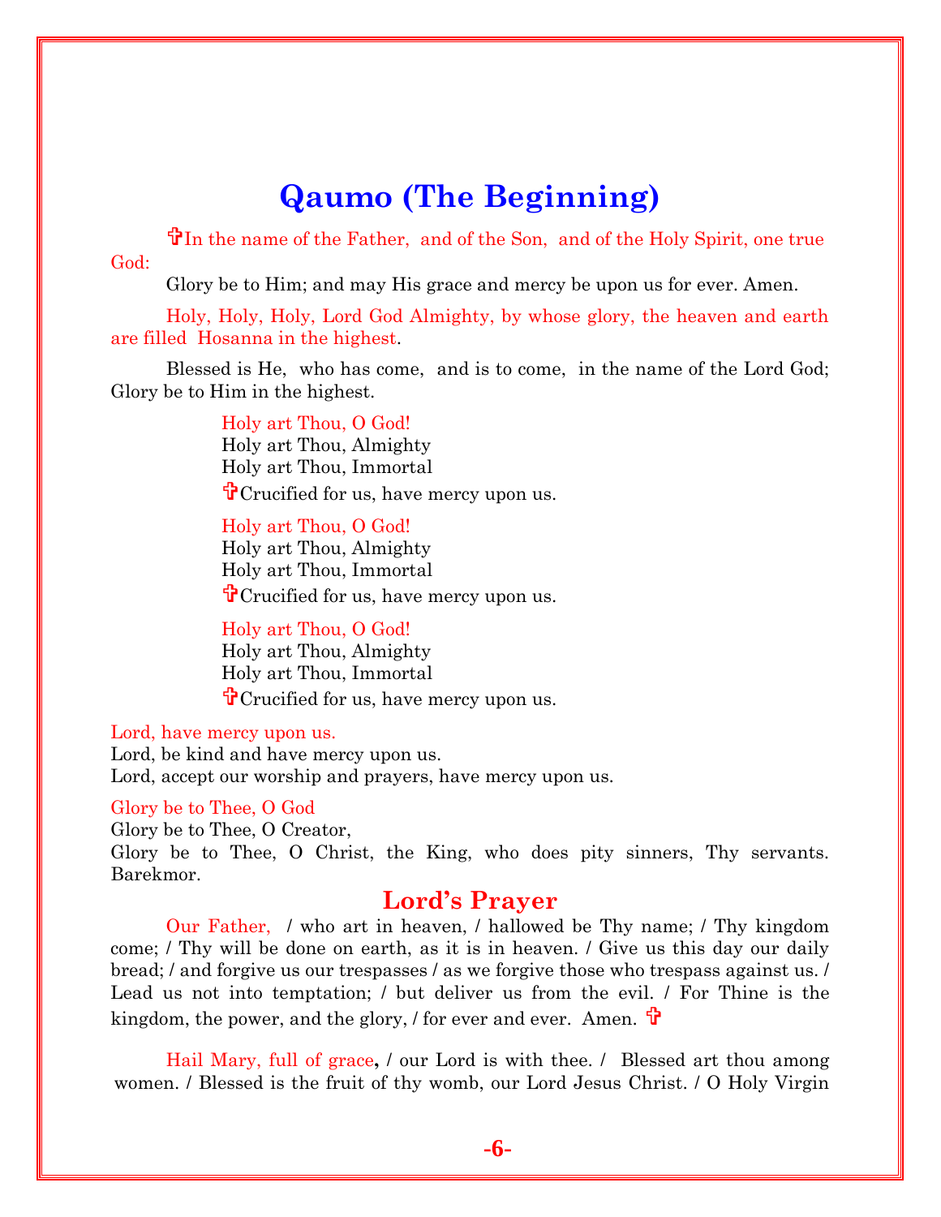# Qaumo (The Beginning)

✞In the name of the Father, and of the Son, and of the Holy Spirit, one true God:

Glory be to Him; and may His grace and mercy be upon us for ever. Amen.

Holy, Holy, Holy, Lord God Almighty, by whose glory, the heaven and earth are filled Hosanna in the highest.

Blessed is He, who has come, and is to come, in the name of the Lord God; Glory be to Him in the highest.

Holy art Thou, O God!
Holy art Thou, Almighty
Holy art Thou, Immortal
✞Crucified for us, have mercy upon us.

Holy art Thou, O God!
Holy art Thou, Almighty
Holy art Thou, Immortal
✞Crucified for us, have mercy upon us.

Holy art Thou, O God!
Holy art Thou, Almighty
Holy art Thou, Immortal
✞Crucified for us, have mercy upon us.

Lord, have mercy upon us.
Lord, be kind and have mercy upon us.
Lord, accept our worship and prayers, have mercy upon us.

Glory be to Thee, O God
Glory be to Thee, O Creator,
Glory be to Thee, O Christ, the King, who does pity sinners, Thy servants. Barekmor.

## Lord's Prayer

Our Father, / who art in heaven, / hallowed be Thy name; / Thy kingdom come; / Thy will be done on earth, as it is in heaven. / Give us this day our daily bread; / and forgive us our trespasses / as we forgive those who trespass against us. / Lead us not into temptation; / but deliver us from the evil. / For Thine is the kingdom, the power, and the glory, / for ever and ever. Amen. ✞

Hail Mary, full of grace**,** / our Lord is with thee. / Blessed art thou among women. / Blessed is the fruit of thy womb, our Lord Jesus Christ. / O Holy Virgin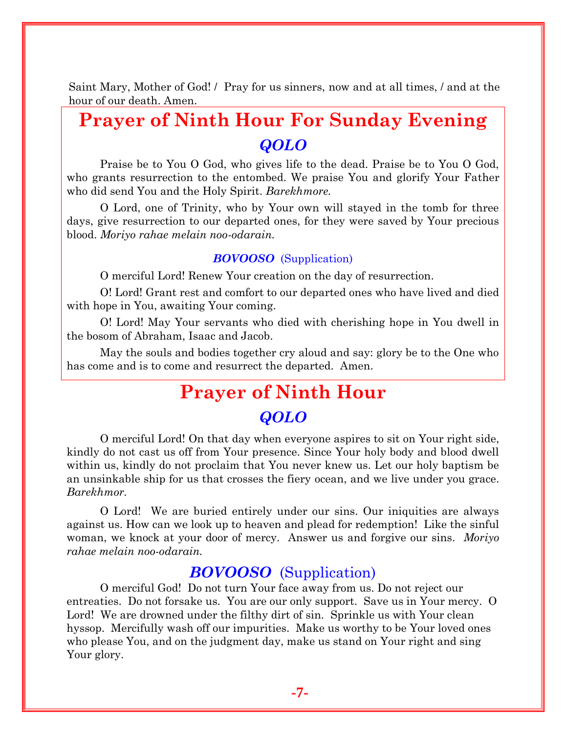Saint Mary, Mother of God! / Pray for us sinners, now and at all times, / and at the hour of our death. Amen.

## Prayer of Ninth Hour For Sunday Evening

### *QOLO*

Praise be to You O God, who gives life to the dead. Praise be to You O God, who grants resurrection to the entombed. We praise You and glorify Your Father who did send You and the Holy Spirit. *Barekhmore.*

O Lord, one of Trinity, who by Your own will stayed in the tomb for three days, give resurrection to our departed ones, for they were saved by Your precious blood. *Moriyo rahae melain noo-odarain.*

#### *BOVOOSO* (Supplication)

O merciful Lord! Renew Your creation on the day of resurrection.

O! Lord! Grant rest and comfort to our departed ones who have lived and died with hope in You, awaiting Your coming.

O! Lord! May Your servants who died with cherishing hope in You dwell in the bosom of Abraham, Isaac and Jacob.

May the souls and bodies together cry aloud and say: glory be to the One who has come and is to come and resurrect the departed. Amen.

## Prayer of Ninth Hour

### *QOLO*

O merciful Lord! On that day when everyone aspires to sit on Your right side, kindly do not cast us off from Your presence. Since Your holy body and blood dwell within us, kindly do not proclaim that You never knew us. Let our holy baptism be an unsinkable ship for us that crosses the fiery ocean, and we live under you grace. *Barekhmor.*

O Lord! We are buried entirely under our sins. Our iniquities are always against us. How can we look up to heaven and plead for redemption! Like the sinful woman, we knock at your door of mercy. Answer us and forgive our sins. *Moriyo rahae melain noo-odarain.*

### *BOVOOSO* (Supplication)

O merciful God! Do not turn Your face away from us. Do not reject our entreaties. Do not forsake us. You are our only support. Save us in Your mercy. O Lord! We are drowned under the filthy dirt of sin. Sprinkle us with Your clean hyssop. Mercifully wash off our impurities. Make us worthy to be Your loved ones who please You, and on the judgment day, make us stand on Your right and sing Your glory.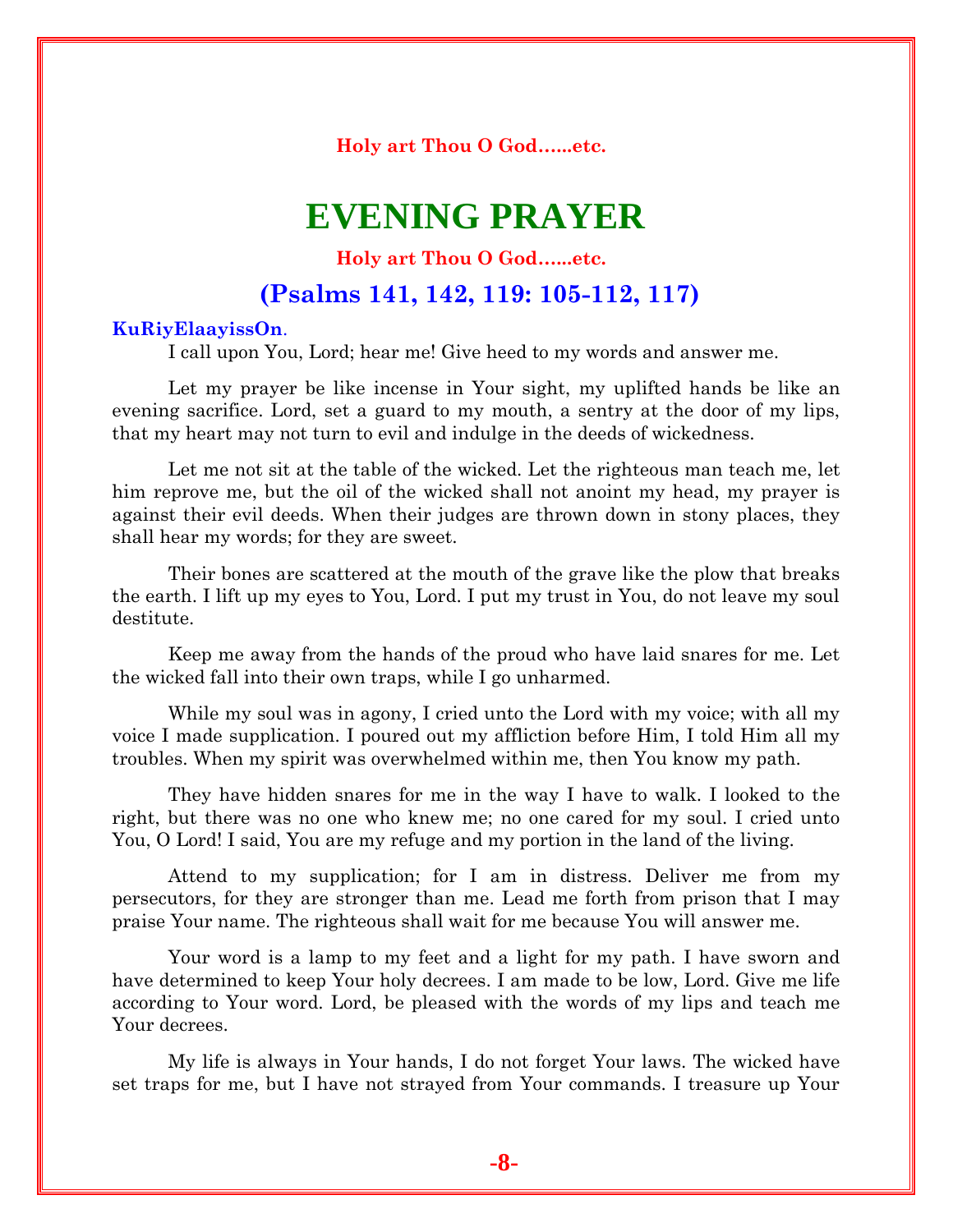**Holy art Thou O God......etc.**

# EVENING PRAYER

**Holy art Thou O God......etc.**

## (Psalms 141, 142, 119: 105-112, 117)

**KuRiyElaayissOn**.

I call upon You, Lord; hear me! Give heed to my words and answer me.

Let my prayer be like incense in Your sight, my uplifted hands be like an evening sacrifice. Lord, set a guard to my mouth, a sentry at the door of my lips, that my heart may not turn to evil and indulge in the deeds of wickedness.

Let me not sit at the table of the wicked. Let the righteous man teach me, let him reprove me, but the oil of the wicked shall not anoint my head, my prayer is against their evil deeds. When their judges are thrown down in stony places, they shall hear my words; for they are sweet.

Their bones are scattered at the mouth of the grave like the plow that breaks the earth. I lift up my eyes to You, Lord. I put my trust in You, do not leave my soul destitute.

Keep me away from the hands of the proud who have laid snares for me. Let the wicked fall into their own traps, while I go unharmed.

While my soul was in agony, I cried unto the Lord with my voice; with all my voice I made supplication. I poured out my affliction before Him, I told Him all my troubles. When my spirit was overwhelmed within me, then You know my path.

They have hidden snares for me in the way I have to walk. I looked to the right, but there was no one who knew me; no one cared for my soul. I cried unto You, O Lord! I said, You are my refuge and my portion in the land of the living.

Attend to my supplication; for I am in distress. Deliver me from my persecutors, for they are stronger than me. Lead me forth from prison that I may praise Your name. The righteous shall wait for me because You will answer me.

Your word is a lamp to my feet and a light for my path. I have sworn and have determined to keep Your holy decrees. I am made to be low, Lord. Give me life according to Your word. Lord, be pleased with the words of my lips and teach me Your decrees.

My life is always in Your hands, I do not forget Your laws. The wicked have set traps for me, but I have not strayed from Your commands. I treasure up Your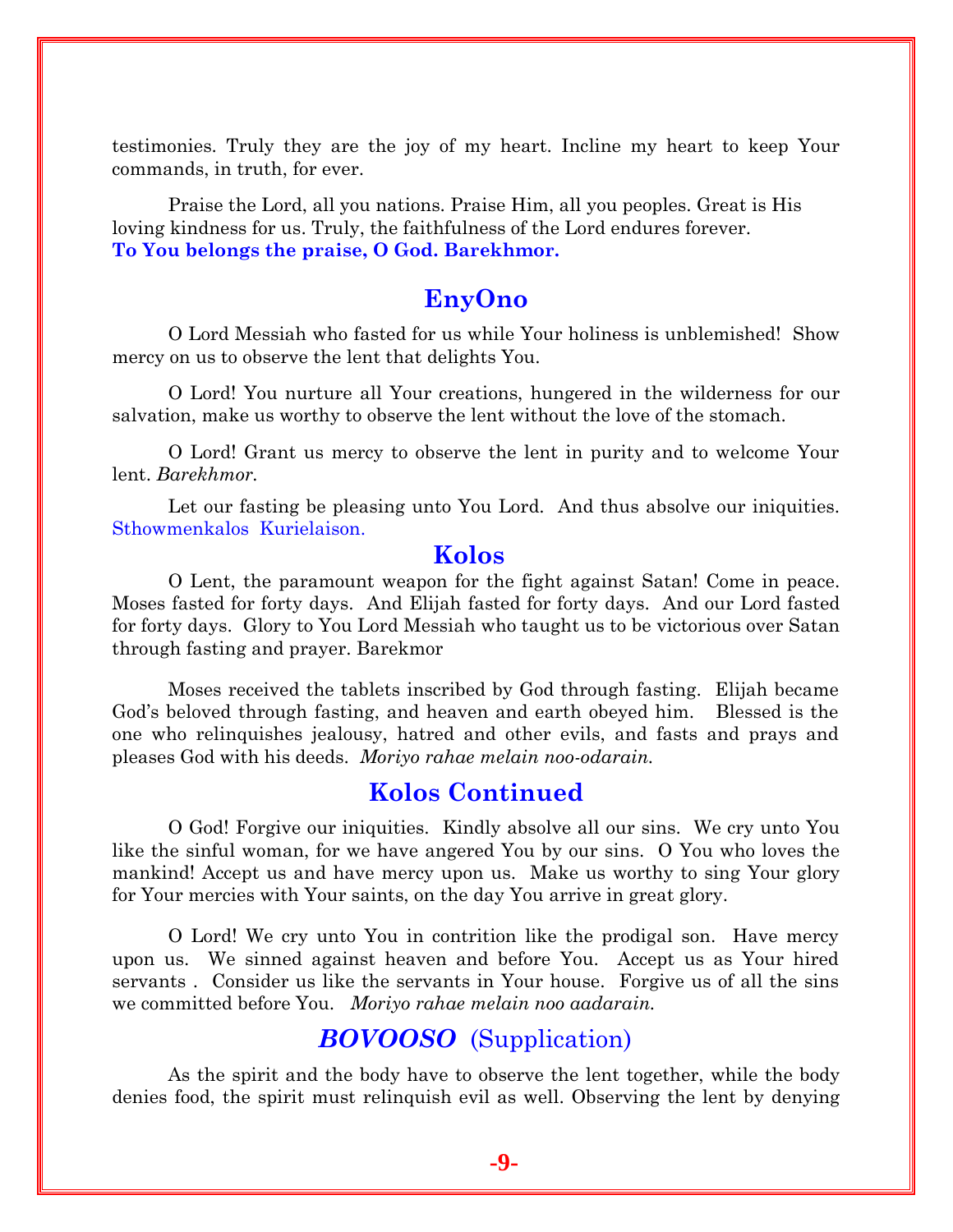testimonies. Truly they are the joy of my heart. Incline my heart to keep Your commands, in truth, for ever.

Praise the Lord, all you nations. Praise Him, all you peoples. Great is His loving kindness for us. Truly, the faithfulness of the Lord endures forever. **To You belongs the praise, O God. Barekhmor.**

## EnyOno

O Lord Messiah who fasted for us while Your holiness is unblemished! Show mercy on us to observe the lent that delights You.

O Lord! You nurture all Your creations, hungered in the wilderness for our salvation, make us worthy to observe the lent without the love of the stomach.

O Lord! Grant us mercy to observe the lent in purity and to welcome Your lent. *Barekhmor.*

Let our fasting be pleasing unto You Lord. And thus absolve our iniquities. Sthowmenkalos Kurielaison.

## Kolos

O Lent, the paramount weapon for the fight against Satan! Come in peace. Moses fasted for forty days. And Elijah fasted for forty days. And our Lord fasted for forty days. Glory to You Lord Messiah who taught us to be victorious over Satan through fasting and prayer. Barekmor

Moses received the tablets inscribed by God through fasting. Elijah became God's beloved through fasting, and heaven and earth obeyed him. Blessed is the one who relinquishes jealousy, hatred and other evils, and fasts and prays and pleases God with his deeds. *Moriyo rahae melain noo-odarain.*

## Kolos Continued

O God! Forgive our iniquities. Kindly absolve all our sins. We cry unto You like the sinful woman, for we have angered You by our sins. O You who loves the mankind! Accept us and have mercy upon us. Make us worthy to sing Your glory for Your mercies with Your saints, on the day You arrive in great glory.

O Lord! We cry unto You in contrition like the prodigal son. Have mercy upon us. We sinned against heaven and before You. Accept us as Your hired servants . Consider us like the servants in Your house. Forgive us of all the sins we committed before You. *Moriyo rahae melain noo aadarain.*

## *BOVOOSO* (Supplication)

As the spirit and the body have to observe the lent together, while the body denies food, the spirit must relinquish evil as well. Observing the lent by denying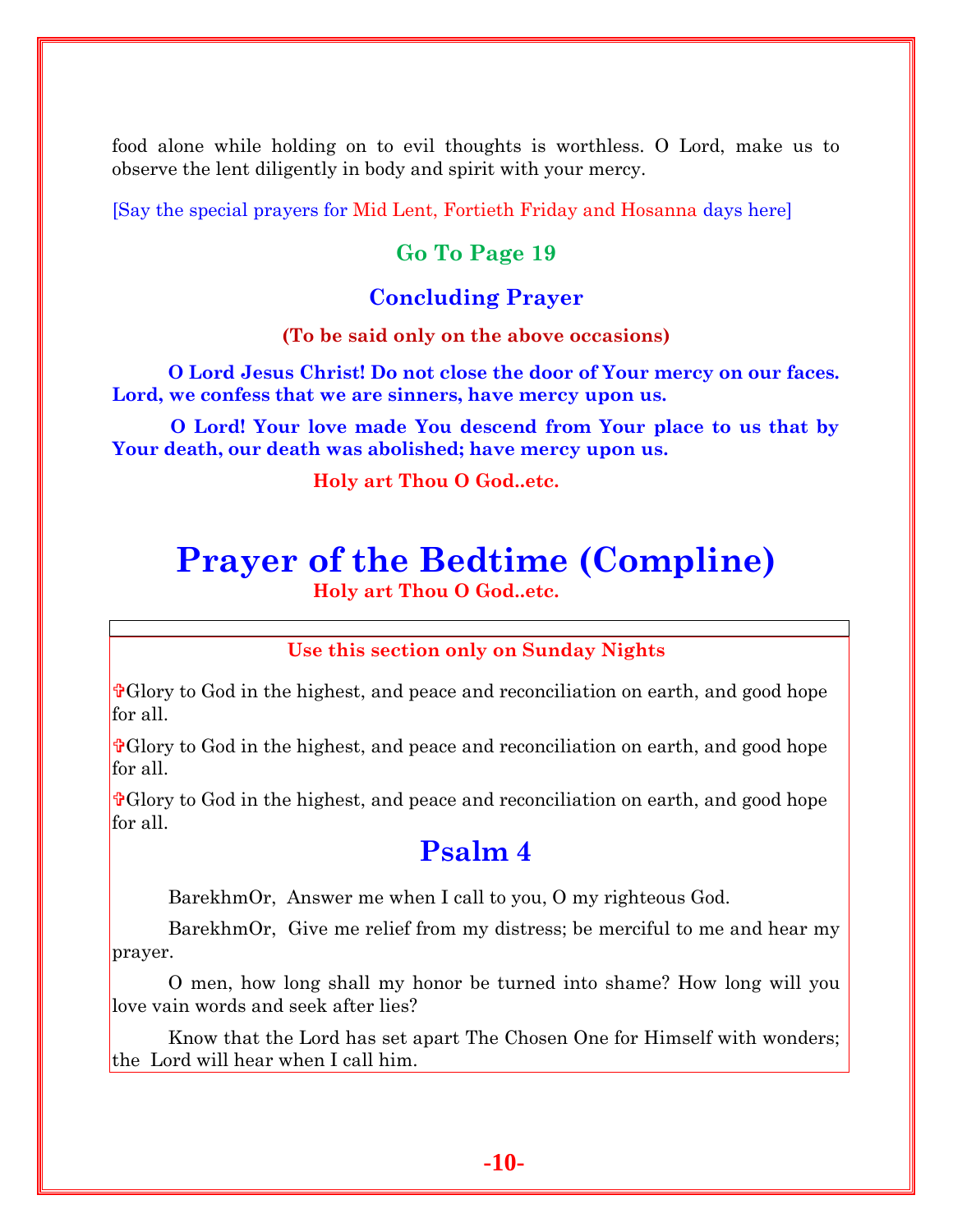food alone while holding on to evil thoughts is worthless. O Lord, make us to observe the lent diligently in body and spirit with your mercy.

[Say the special prayers for Mid Lent, Fortieth Friday and Hosanna days here]

**Go To Page 19**

### Concluding Prayer

**(To be said only on the above occasions)**

**O Lord Jesus Christ! Do not close the door of Your mercy on our faces. Lord, we confess that we are sinners, have mercy upon us.**

**O Lord! Your love made You descend from Your place to us that by Your death, our death was abolished; have mercy upon us.**

**Holy art Thou O God..etc.**

# Prayer of the Bedtime (Compline)

**Holy art Thou O God..etc.**

**Use this section only on Sunday Nights**

✞Glory to God in the highest, and peace and reconciliation on earth, and good hope for all.

✞Glory to God in the highest, and peace and reconciliation on earth, and good hope for all.

✞Glory to God in the highest, and peace and reconciliation on earth, and good hope for all.

## Psalm 4

BarekhmOr, Answer me when I call to you, O my righteous God.

BarekhmOr, Give me relief from my distress; be merciful to me and hear my prayer.

O men, how long shall my honor be turned into shame? How long will you love vain words and seek after lies?

Know that the Lord has set apart The Chosen One for Himself with wonders; the Lord will hear when I call him.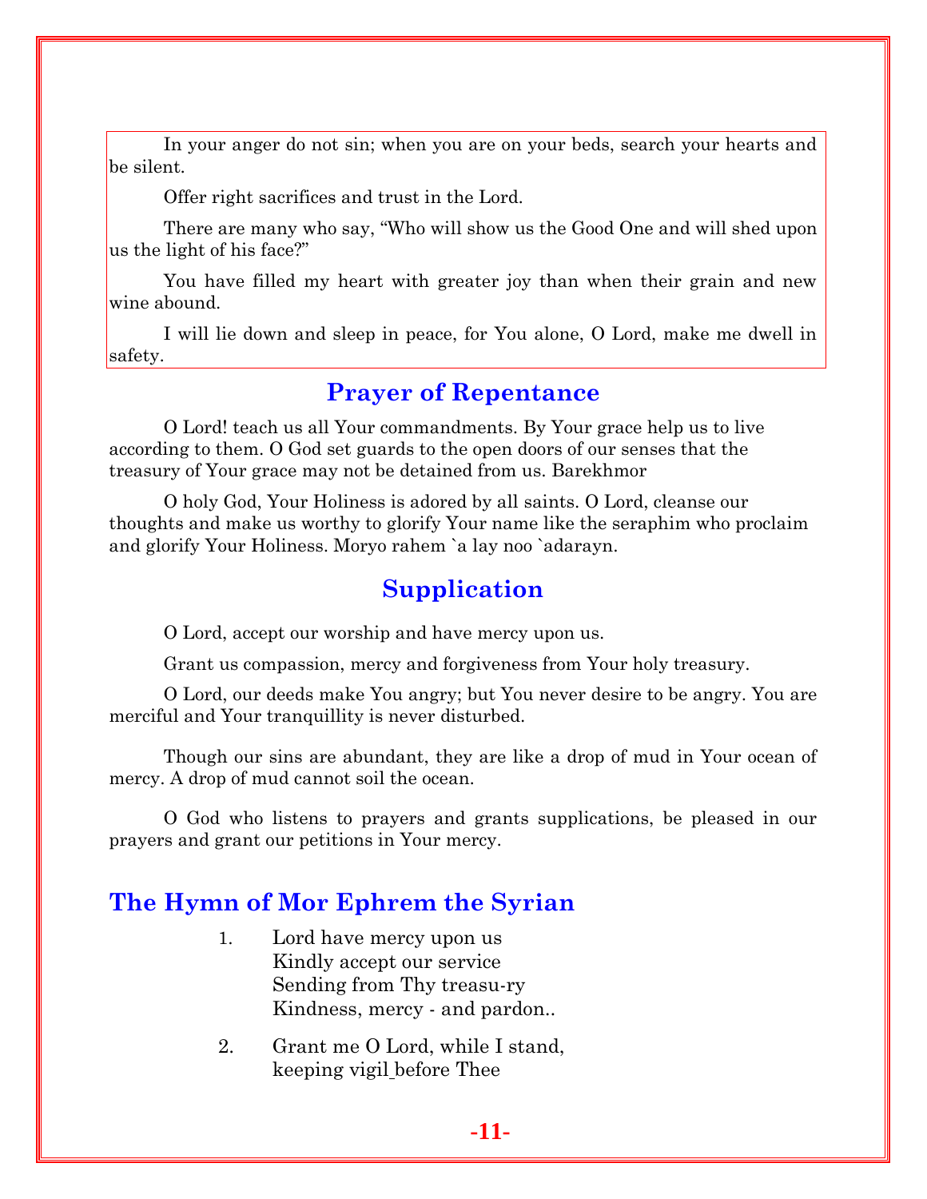In your anger do not sin; when you are on your beds, search your hearts and be silent.

Offer right sacrifices and trust in the Lord.

There are many who say, "Who will show us the Good One and will shed upon us the light of his face?"

You have filled my heart with greater joy than when their grain and new wine abound.

I will lie down and sleep in peace, for You alone, O Lord, make me dwell in safety.

## Prayer of Repentance

O Lord! teach us all Your commandments. By Your grace help us to live according to them. O God set guards to the open doors of our senses that the treasury of Your grace may not be detained from us. Barekhmor

O holy God, Your Holiness is adored by all saints. O Lord, cleanse our thoughts and make us worthy to glorify Your name like the seraphim who proclaim and glorify Your Holiness. Moryo rahem `a lay noo `adarayn.

## Supplication

O Lord, accept our worship and have mercy upon us.

Grant us compassion, mercy and forgiveness from Your holy treasury.

O Lord, our deeds make You angry; but You never desire to be angry. You are merciful and Your tranquillity is never disturbed.

Though our sins are abundant, they are like a drop of mud in Your ocean of mercy. A drop of mud cannot soil the ocean.

O God who listens to prayers and grants supplications, be pleased in our prayers and grant our petitions in Your mercy.

## The Hymn of Mor Ephrem the Syrian

1. Lord have mercy upon us
   Kindly accept our service
   Sending from Thy treasu-ry
   Kindness, mercy - and pardon..

2. Grant me O Lord, while I stand,
   keeping vigil before Thee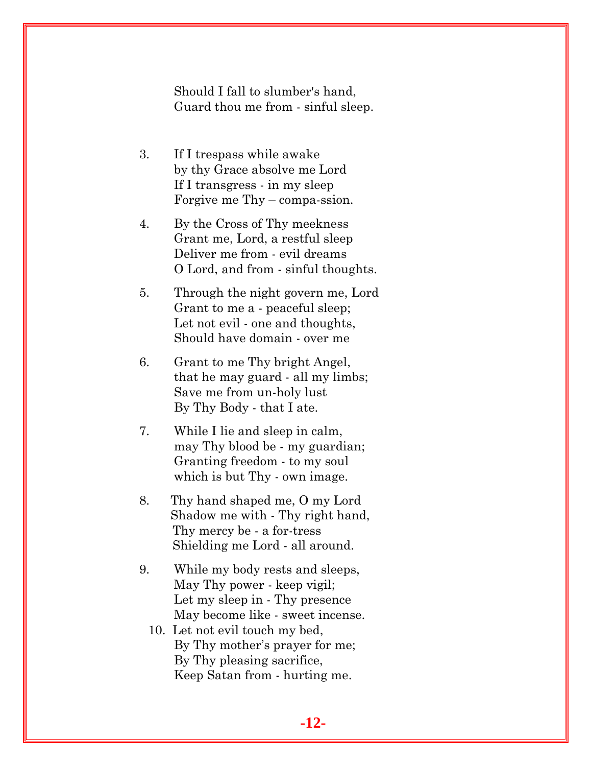Should I fall to slumber's hand,
Guard thou me from - sinful sleep.

3. If I trespass while awake
   by thy Grace absolve me Lord
   If I transgress - in my sleep
   Forgive me Thy – compa-ssion.

4. By the Cross of Thy meekness
   Grant me, Lord, a restful sleep
   Deliver me from - evil dreams
   O Lord, and from - sinful thoughts.

5. Through the night govern me, Lord
   Grant to me a - peaceful sleep;
   Let not evil - one and thoughts,
   Should have domain - over me

6. Grant to me Thy bright Angel,
   that he may guard - all my limbs;
   Save me from un-holy lust
   By Thy Body - that I ate.

7. While I lie and sleep in calm,
   may Thy blood be - my guardian;
   Granting freedom - to my soul
   which is but Thy - own image.

8. Thy hand shaped me, O my Lord
   Shadow me with - Thy right hand,
   Thy mercy be - a for-tress
   Shielding me Lord - all around.

9. While my body rests and sleeps,
   May Thy power - keep vigil;
   Let my sleep in - Thy presence
   May become like - sweet incense.

10. Let not evil touch my bed,
    By Thy mother's prayer for me;
    By Thy pleasing sacrifice,
    Keep Satan from - hurting me.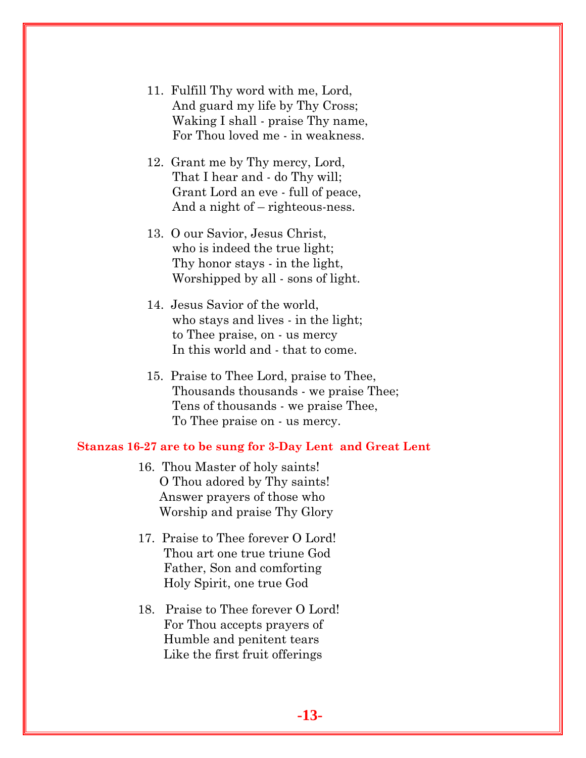11. Fulfill Thy word with me, Lord,
    And guard my life by Thy Cross;
    Waking I shall - praise Thy name,
    For Thou loved me - in weakness.

12. Grant me by Thy mercy, Lord,
    That I hear and - do Thy will;
    Grant Lord an eve - full of peace,
    And a night of – righteous-ness.

13. O our Savior, Jesus Christ,
    who is indeed the true light;
    Thy honor stays - in the light,
    Worshipped by all - sons of light.

14. Jesus Savior of the world,
    who stays and lives - in the light;
    to Thee praise, on - us mercy
    In this world and - that to come.

15. Praise to Thee Lord, praise to Thee,
    Thousands thousands - we praise Thee;
    Tens of thousands - we praise Thee,
    To Thee praise on - us mercy.

**Stanzas 16-27 are to be sung for 3-Day Lent and Great Lent**

16. Thou Master of holy saints!
    O Thou adored by Thy saints!
    Answer prayers of those who
    Worship and praise Thy Glory

17. Praise to Thee forever O Lord!
    Thou art one true triune God
    Father, Son and comforting
    Holy Spirit, one true God

18. Praise to Thee forever O Lord!
    For Thou accepts prayers of
    Humble and penitent tears
    Like the first fruit offerings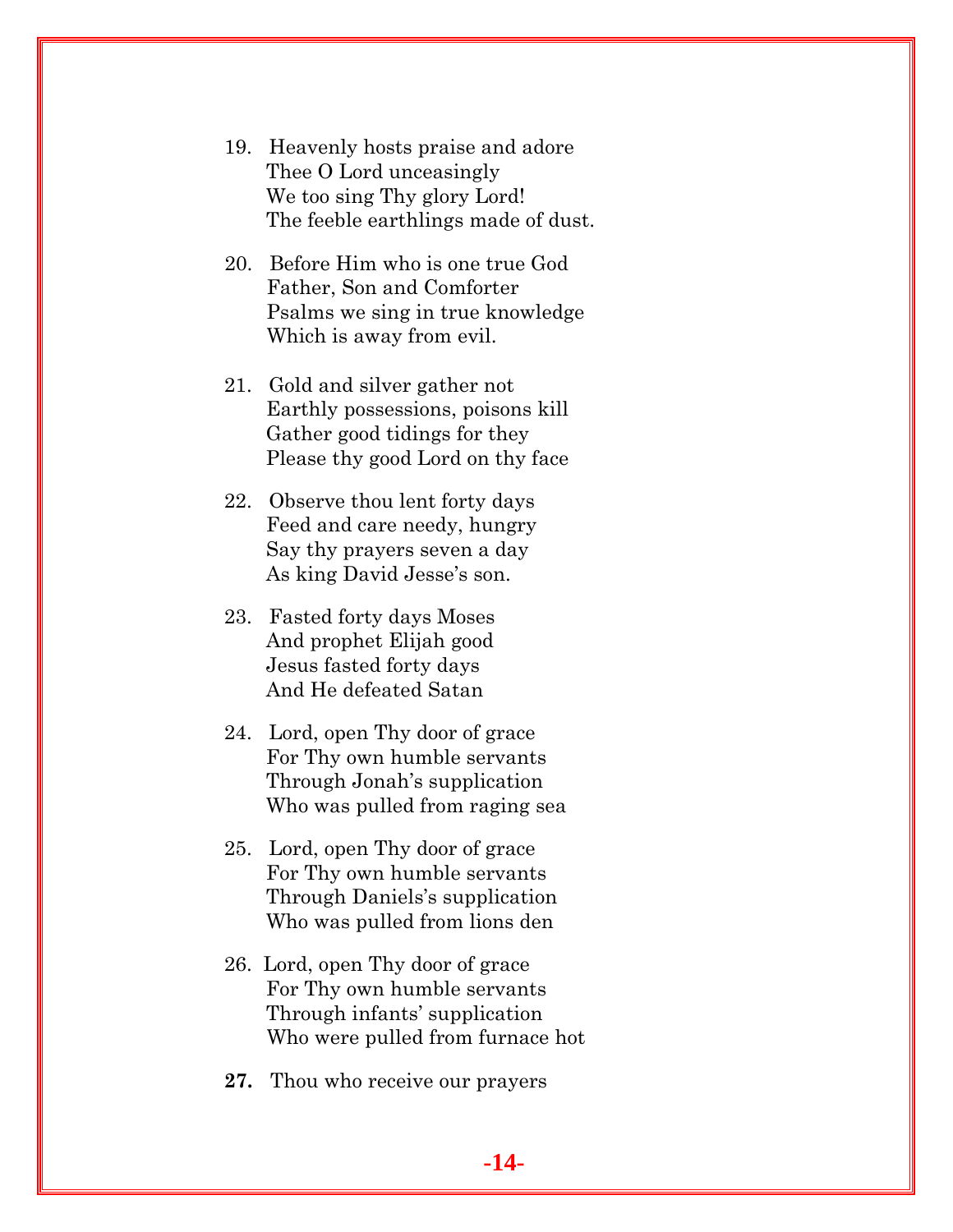19. Heavenly hosts praise and adore
    Thee O Lord unceasingly
    We too sing Thy glory Lord!
    The feeble earthlings made of dust.

20. Before Him who is one true God
    Father, Son and Comforter
    Psalms we sing in true knowledge
    Which is away from evil.

21. Gold and silver gather not
    Earthly possessions, poisons kill
    Gather good tidings for they
    Please thy good Lord on thy face

22. Observe thou lent forty days
    Feed and care needy, hungry
    Say thy prayers seven a day
    As king David Jesse's son.

23. Fasted forty days Moses
    And prophet Elijah good
    Jesus fasted forty days
    And He defeated Satan

24. Lord, open Thy door of grace
    For Thy own humble servants
    Through Jonah's supplication
    Who was pulled from raging sea

25. Lord, open Thy door of grace
    For Thy own humble servants
    Through Daniels's supplication
    Who was pulled from lions den

26. Lord, open Thy door of grace
    For Thy own humble servants
    Through infants' supplication
    Who were pulled from furnace hot

**27.** Thou who receive our prayers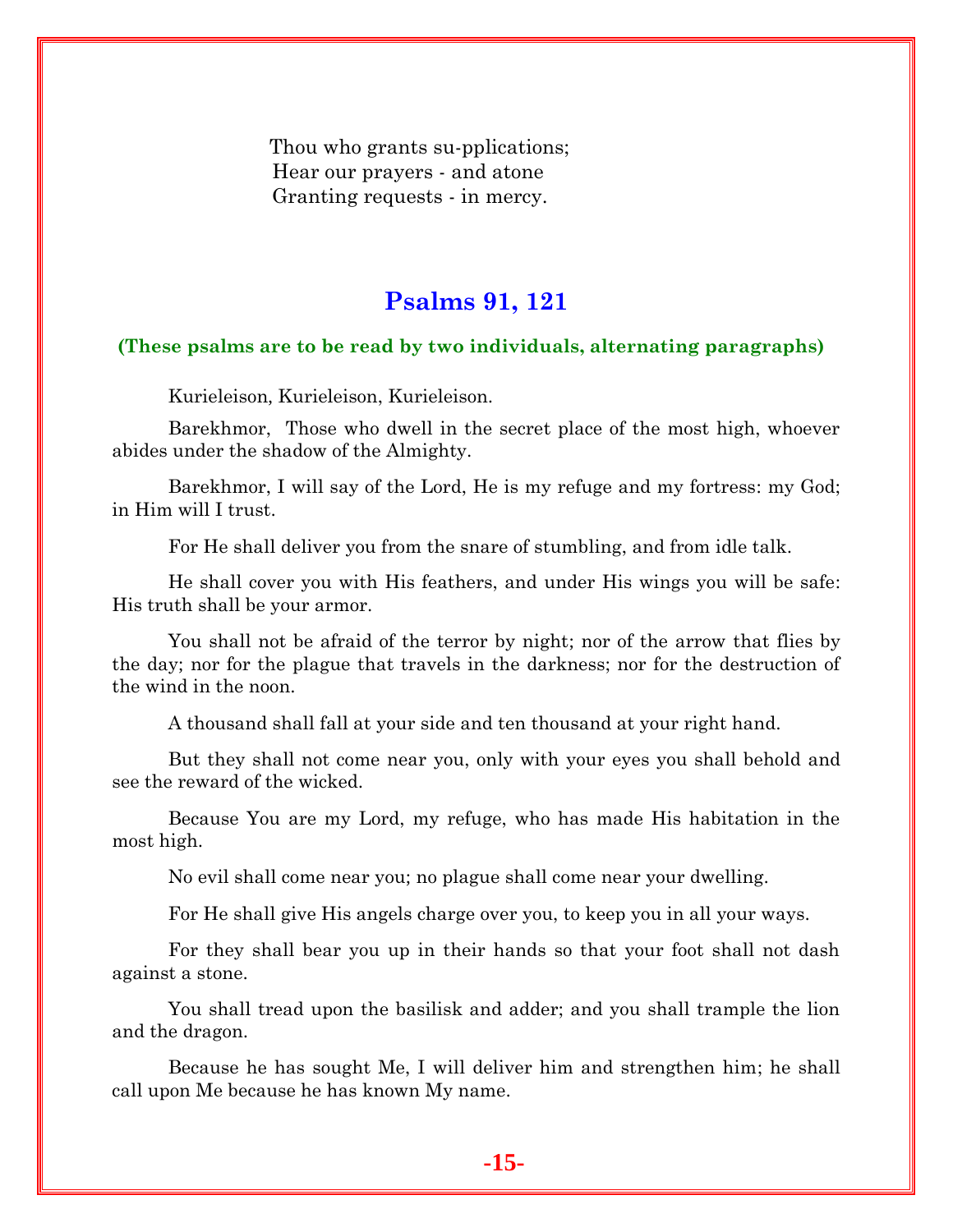Thou who grants su-pplications;
Hear our prayers - and atone
Granting requests - in mercy.

## Psalms 91, 121

**(These psalms are to be read by two individuals, alternating paragraphs)**

Kurieleison, Kurieleison, Kurieleison.

Barekhmor, Those who dwell in the secret place of the most high, whoever abides under the shadow of the Almighty.

Barekhmor, I will say of the Lord, He is my refuge and my fortress: my God; in Him will I trust.

For He shall deliver you from the snare of stumbling, and from idle talk.

He shall cover you with His feathers, and under His wings you will be safe: His truth shall be your armor.

You shall not be afraid of the terror by night; nor of the arrow that flies by the day; nor for the plague that travels in the darkness; nor for the destruction of the wind in the noon.

A thousand shall fall at your side and ten thousand at your right hand.

But they shall not come near you, only with your eyes you shall behold and see the reward of the wicked.

Because You are my Lord, my refuge, who has made His habitation in the most high.

No evil shall come near you; no plague shall come near your dwelling.

For He shall give His angels charge over you, to keep you in all your ways.

For they shall bear you up in their hands so that your foot shall not dash against a stone.

You shall tread upon the basilisk and adder; and you shall trample the lion and the dragon.

Because he has sought Me, I will deliver him and strengthen him; he shall call upon Me because he has known My name.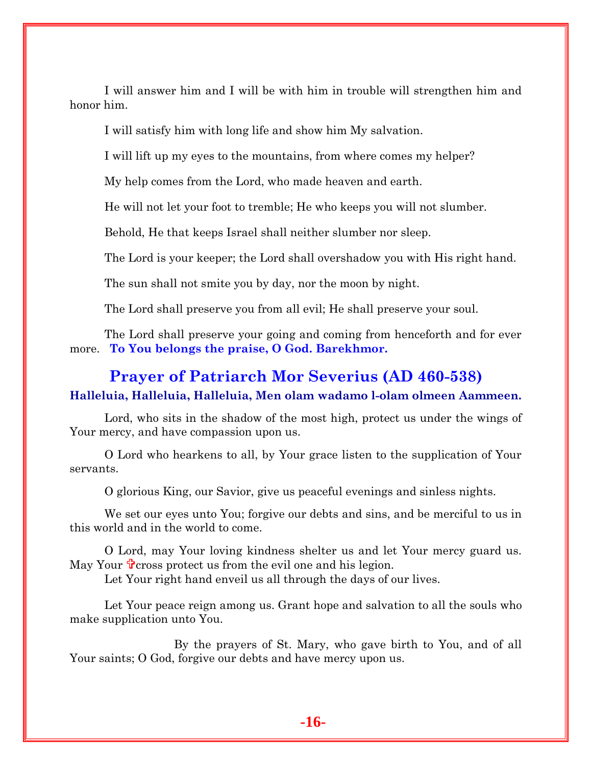I will answer him and I will be with him in trouble will strengthen him and honor him.

I will satisfy him with long life and show him My salvation.

I will lift up my eyes to the mountains, from where comes my helper?

My help comes from the Lord, who made heaven and earth.

He will not let your foot to tremble; He who keeps you will not slumber.

Behold, He that keeps Israel shall neither slumber nor sleep.

The Lord is your keeper; the Lord shall overshadow you with His right hand.

The sun shall not smite you by day, nor the moon by night.

The Lord shall preserve you from all evil; He shall preserve your soul.

The Lord shall preserve your going and coming from henceforth and for ever more. **To You belongs the praise, O God. Barekhmor.**

## Prayer of Patriarch Mor Severius (AD 460-538)

**Halleluia, Halleluia, Halleluia, Men olam wadamo l-olam olmeen Aammeen.**

Lord, who sits in the shadow of the most high, protect us under the wings of Your mercy, and have compassion upon us.

O Lord who hearkens to all, by Your grace listen to the supplication of Your servants.

O glorious King, our Savior, give us peaceful evenings and sinless nights.

We set our eyes unto You; forgive our debts and sins, and be merciful to us in this world and in the world to come.

O Lord, may Your loving kindness shelter us and let Your mercy guard us. May Your ✞cross protect us from the evil one and his legion.
Let Your right hand enveil us all through the days of our lives.

Let Your peace reign among us. Grant hope and salvation to all the souls who make supplication unto You.

By the prayers of St. Mary, who gave birth to You, and of all Your saints; O God, forgive our debts and have mercy upon us.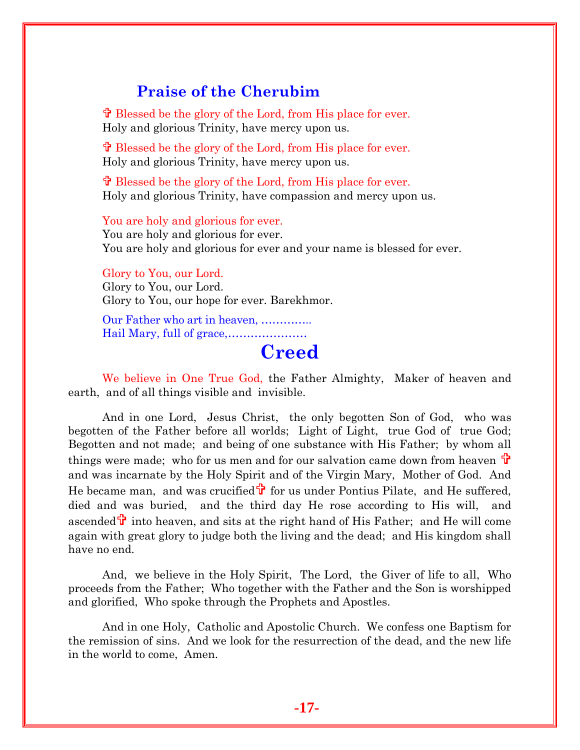## Praise of the Cherubim

✞ Blessed be the glory of the Lord, from His place for ever.
Holy and glorious Trinity, have mercy upon us.

✞ Blessed be the glory of the Lord, from His place for ever.
Holy and glorious Trinity, have mercy upon us.

✞ Blessed be the glory of the Lord, from His place for ever.
Holy and glorious Trinity, have compassion and mercy upon us.

You are holy and glorious for ever.
You are holy and glorious for ever.
You are holy and glorious for ever and your name is blessed for ever.

Glory to You, our Lord.
Glory to You, our Lord.
Glory to You, our hope for ever. Barekhmor.

Our Father who art in heaven, …………..
Hail Mary, full of grace,…………………

# Creed

We believe in One True God, the Father Almighty, Maker of heaven and earth, and of all things visible and invisible.

And in one Lord, Jesus Christ, the only begotten Son of God, who was begotten of the Father before all worlds; Light of Light, true God of true God; Begotten and not made; and being of one substance with His Father; by whom all things were made; who for us men and for our salvation came down from heaven ✞ and was incarnate by the Holy Spirit and of the Virgin Mary, Mother of God. And He became man, and was crucified✞ for us under Pontius Pilate, and He suffered, died and was buried, and the third day He rose according to His will, and ascended✞ into heaven, and sits at the right hand of His Father; and He will come again with great glory to judge both the living and the dead; and His kingdom shall have no end.

And, we believe in the Holy Spirit, The Lord, the Giver of life to all, Who proceeds from the Father; Who together with the Father and the Son is worshipped and glorified, Who spoke through the Prophets and Apostles.

And in one Holy, Catholic and Apostolic Church. We confess one Baptism for the remission of sins. And we look for the resurrection of the dead, and the new life in the world to come, Amen.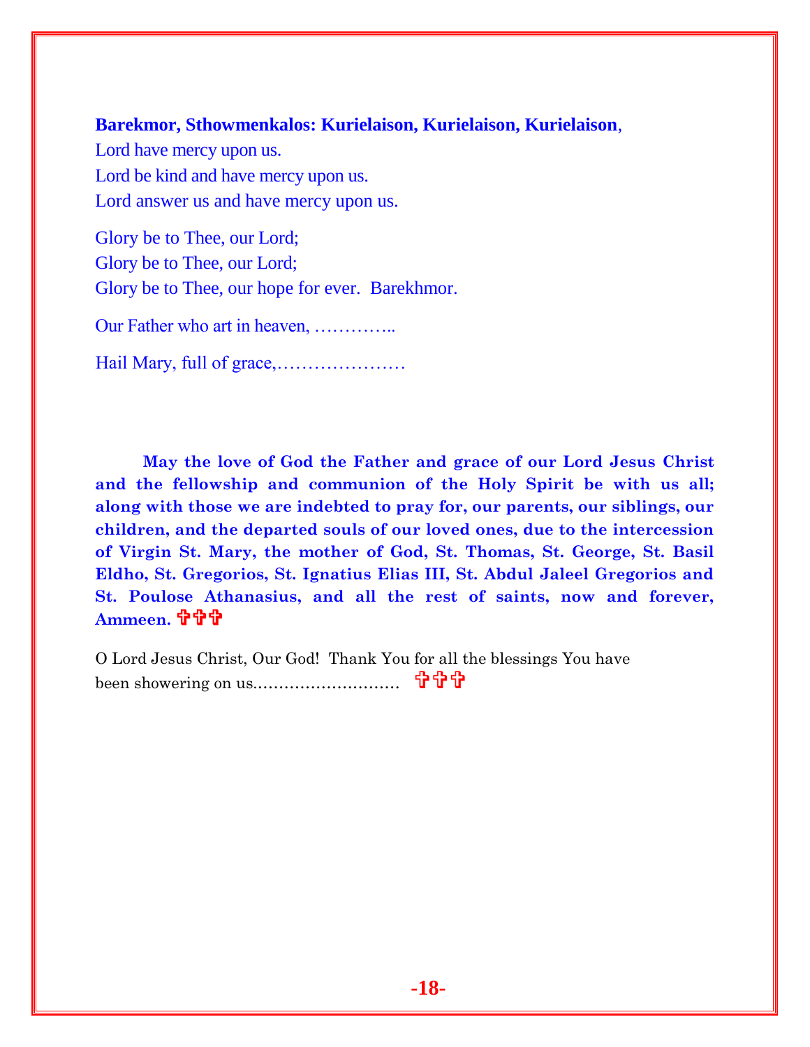**Barekmor, Sthowmenkalos: Kurielaison, Kurielaison, Kurielaison**,
Lord have mercy upon us.
Lord be kind and have mercy upon us.
Lord answer us and have mercy upon us.

Glory be to Thee, our Lord;
Glory be to Thee, our Lord;
Glory be to Thee, our hope for ever. Barekhmor.

Our Father who art in heaven, …………..

Hail Mary, full of grace,…………………

**May the love of God the Father and grace of our Lord Jesus Christ and the fellowship and communion of the Holy Spirit be with us all; along with those we are indebted to pray for, our parents, our siblings, our children, and the departed souls of our loved ones, due to the intercession of Virgin St. Mary, the mother of God, St. Thomas, St. George, St. Basil Eldho, St. Gregorios, St. Ignatius Elias III, St. Abdul Jaleel Gregorios and St. Poulose Athanasius, and all the rest of saints, now and forever, Ammeen.** ✞✞✞

O Lord Jesus Christ, Our God! Thank You for all the blessings You have been showering on us……………………… ✞✞✞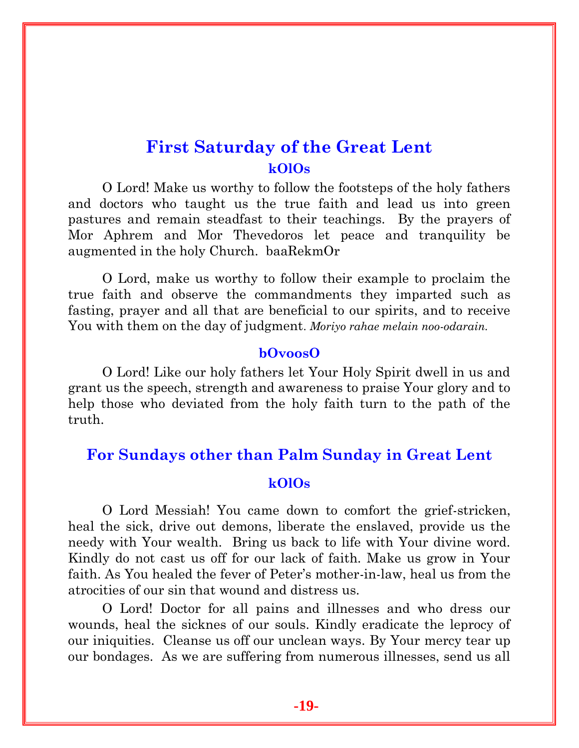## First Saturday of the Great Lent

### kOlOs

O Lord! Make us worthy to follow the footsteps of the holy fathers and doctors who taught us the true faith and lead us into green pastures and remain steadfast to their teachings. By the prayers of Mor Aphrem and Mor Thevedoros let peace and tranquility be augmented in the holy Church. baaRekmOr

O Lord, make us worthy to follow their example to proclaim the true faith and observe the commandments they imparted such as fasting, prayer and all that are beneficial to our spirits, and to receive You with them on the day of judgment. *Moriyo rahae melain noo-odarain.*

### bOvoosO

O Lord! Like our holy fathers let Your Holy Spirit dwell in us and grant us the speech, strength and awareness to praise Your glory and to help those who deviated from the holy faith turn to the path of the truth.

## For Sundays other than Palm Sunday in Great Lent

### kOlOs

O Lord Messiah! You came down to comfort the grief-stricken, heal the sick, drive out demons, liberate the enslaved, provide us the needy with Your wealth. Bring us back to life with Your divine word. Kindly do not cast us off for our lack of faith. Make us grow in Your faith. As You healed the fever of Peter's mother-in-law, heal us from the atrocities of our sin that wound and distress us.

O Lord! Doctor for all pains and illnesses and who dress our wounds, heal the sicknes of our souls. Kindly eradicate the leprocy of our iniquities. Cleanse us off our unclean ways. By Your mercy tear up our bondages. As we are suffering from numerous illnesses, send us all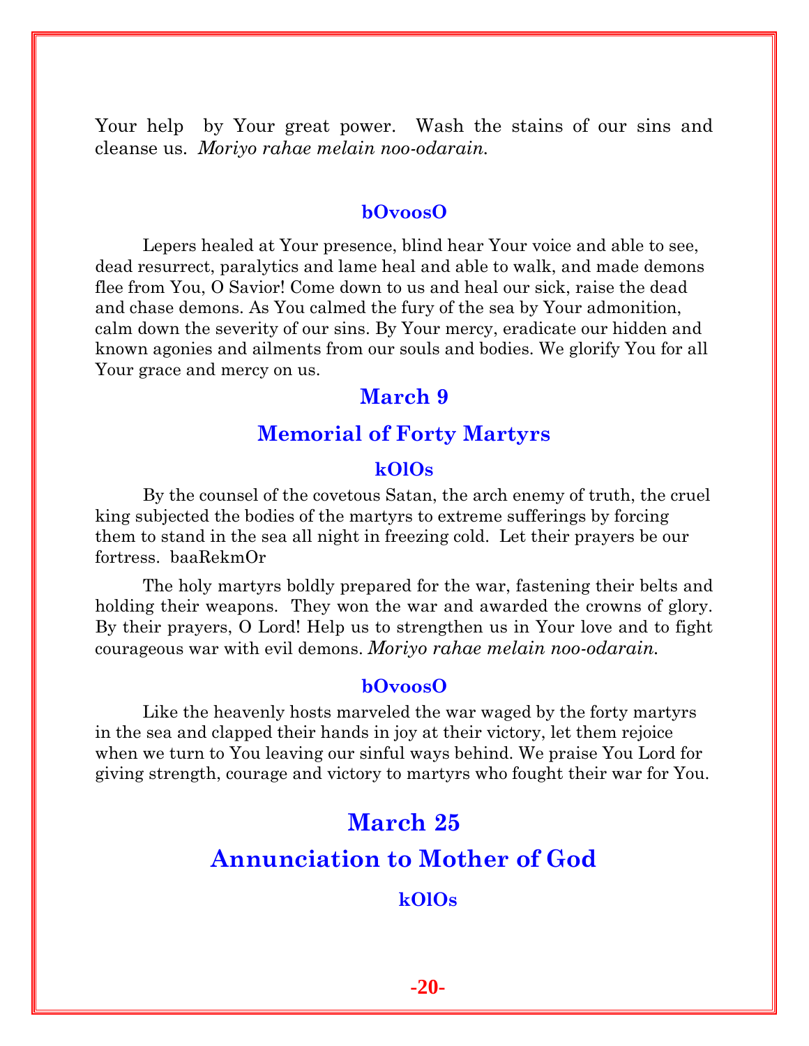Your help by Your great power. Wash the stains of our sins and cleanse us. *Moriyo rahae melain noo-odarain.*

### bOvoosO

Lepers healed at Your presence, blind hear Your voice and able to see, dead resurrect, paralytics and lame heal and able to walk, and made demons flee from You, O Savior! Come down to us and heal our sick, raise the dead and chase demons. As You calmed the fury of the sea by Your admonition, calm down the severity of our sins. By Your mercy, eradicate our hidden and known agonies and ailments from our souls and bodies. We glorify You for all Your grace and mercy on us.

## March 9

## Memorial of Forty Martyrs

### kOlOs

By the counsel of the covetous Satan, the arch enemy of truth, the cruel king subjected the bodies of the martyrs to extreme sufferings by forcing them to stand in the sea all night in freezing cold. Let their prayers be our fortress. baaRekmOr

The holy martyrs boldly prepared for the war, fastening their belts and holding their weapons. They won the war and awarded the crowns of glory. By their prayers, O Lord! Help us to strengthen us in Your love and to fight courageous war with evil demons. *Moriyo rahae melain noo-odarain.*

### bOvoosO

Like the heavenly hosts marveled the war waged by the forty martyrs in the sea and clapped their hands in joy at their victory, let them rejoice when we turn to You leaving our sinful ways behind. We praise You Lord for giving strength, courage and victory to martyrs who fought their war for You.

## March 25

## Annunciation to Mother of God

### kOlOs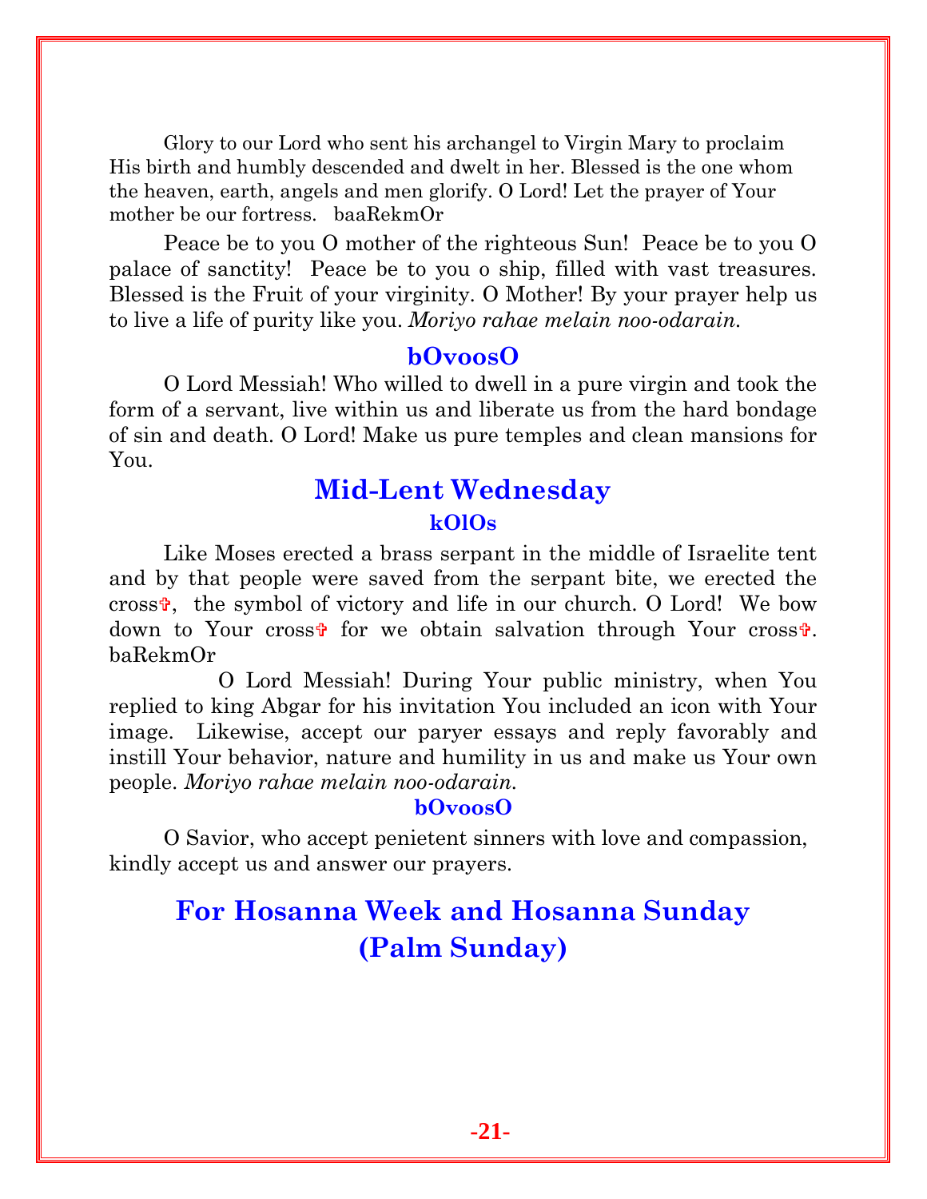Glory to our Lord who sent his archangel to Virgin Mary to proclaim His birth and humbly descended and dwelt in her. Blessed is the one whom the heaven, earth, angels and men glorify. O Lord! Let the prayer of Your mother be our fortress. baaRekmOr

Peace be to you O mother of the righteous Sun! Peace be to you O palace of sanctity! Peace be to you o ship, filled with vast treasures. Blessed is the Fruit of your virginity. O Mother! By your prayer help us to live a life of purity like you. *Moriyo rahae melain noo-odarain.*

### bOvoosO

O Lord Messiah! Who willed to dwell in a pure virgin and took the form of a servant, live within us and liberate us from the hard bondage of sin and death. O Lord! Make us pure temples and clean mansions for You.

## Mid-Lent Wednesday

### kOlOs

Like Moses erected a brass serpant in the middle of Israelite tent and by that people were saved from the serpant bite, we erected the cross✞, the symbol of victory and life in our church. O Lord! We bow down to Your cross✞ for we obtain salvation through Your cross✞. baRekmOr

O Lord Messiah! During Your public ministry, when You replied to king Abgar for his invitation You included an icon with Your image. Likewise, accept our paryer essays and reply favorably and instill Your behavior, nature and humility in us and make us Your own people. *Moriyo rahae melain noo-odarain.*

### bOvoosO

O Savior, who accept penietent sinners with love and compassion, kindly accept us and answer our prayers.

## For Hosanna Week and Hosanna Sunday (Palm Sunday)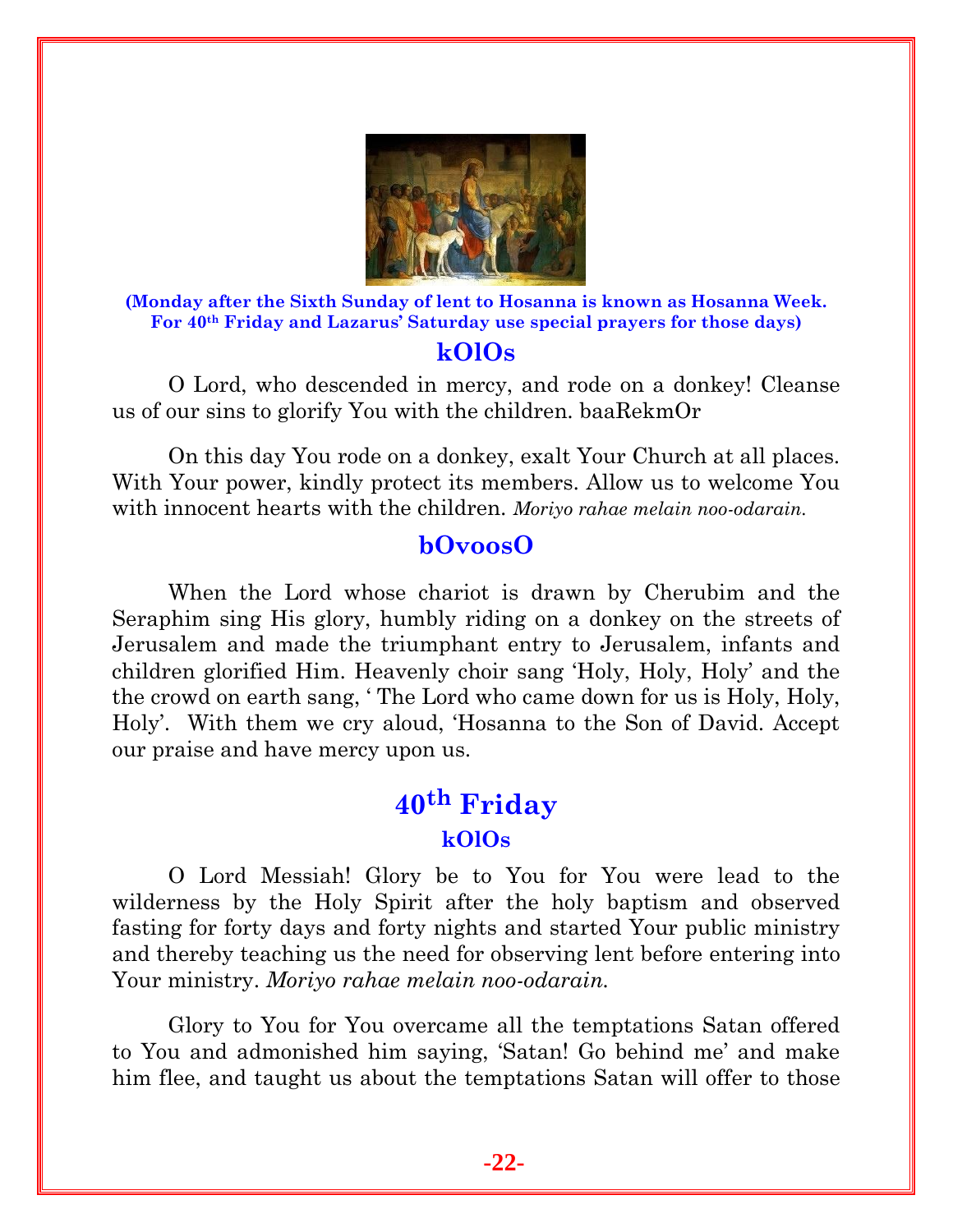**(Monday after the Sixth Sunday of lent to Hosanna is known as Hosanna Week. For 40th Friday and Lazarus' Saturday use special prayers for those days)**

## kOlOs

O Lord, who descended in mercy, and rode on a donkey! Cleanse us of our sins to glorify You with the children. baaRekmOr

On this day You rode on a donkey, exalt Your Church at all places. With Your power, kindly protect its members. Allow us to welcome You with innocent hearts with the children. *Moriyo rahae melain noo-odarain.*

## bOvoosO

When the Lord whose chariot is drawn by Cherubim and the Seraphim sing His glory, humbly riding on a donkey on the streets of Jerusalem and made the triumphant entry to Jerusalem, infants and children glorified Him. Heavenly choir sang 'Holy, Holy, Holy' and the the crowd on earth sang, ' The Lord who came down for us is Holy, Holy, Holy'. With them we cry aloud, 'Hosanna to the Son of David. Accept our praise and have mercy upon us.

# 40th Friday

## kOlOs

O Lord Messiah! Glory be to You for You were lead to the wilderness by the Holy Spirit after the holy baptism and observed fasting for forty days and forty nights and started Your public ministry and thereby teaching us the need for observing lent before entering into Your ministry. *Moriyo rahae melain noo-odarain.*

Glory to You for You overcame all the temptations Satan offered to You and admonished him saying, 'Satan! Go behind me' and make him flee, and taught us about the temptations Satan will offer to those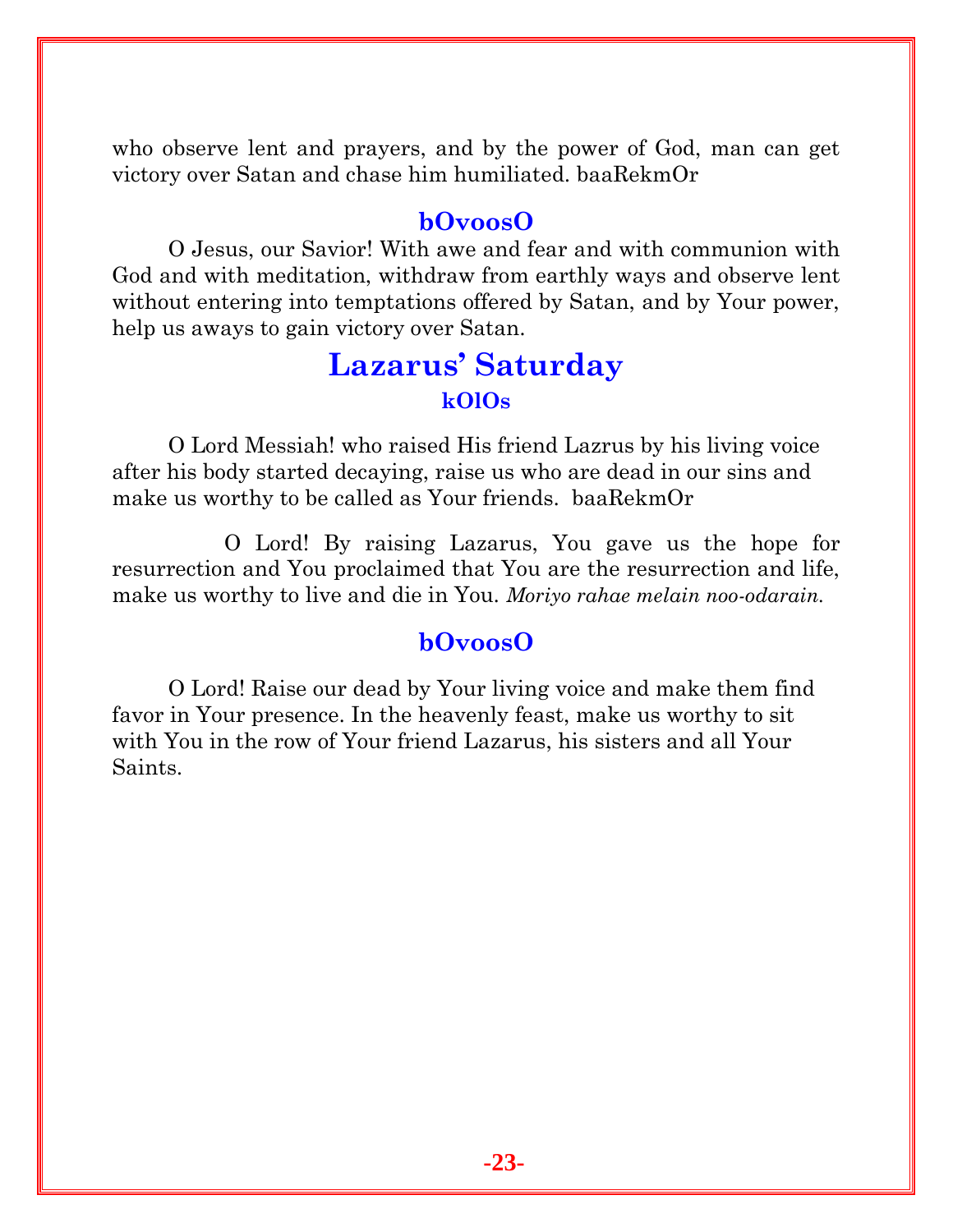who observe lent and prayers, and by the power of God, man can get victory over Satan and chase him humiliated. baaRekmOr

### bOvoosO

O Jesus, our Savior! With awe and fear and with communion with God and with meditation, withdraw from earthly ways and observe lent without entering into temptations offered by Satan, and by Your power, help us aways to gain victory over Satan.

## Lazarus' Saturday

### kOlOs

O Lord Messiah! who raised His friend Lazrus by his living voice after his body started decaying, raise us who are dead in our sins and make us worthy to be called as Your friends. baaRekmOr

O Lord! By raising Lazarus, You gave us the hope for resurrection and You proclaimed that You are the resurrection and life, make us worthy to live and die in You. *Moriyo rahae melain noo-odarain.*

### bOvoosO

O Lord! Raise our dead by Your living voice and make them find favor in Your presence. In the heavenly feast, make us worthy to sit with You in the row of Your friend Lazarus, his sisters and all Your Saints.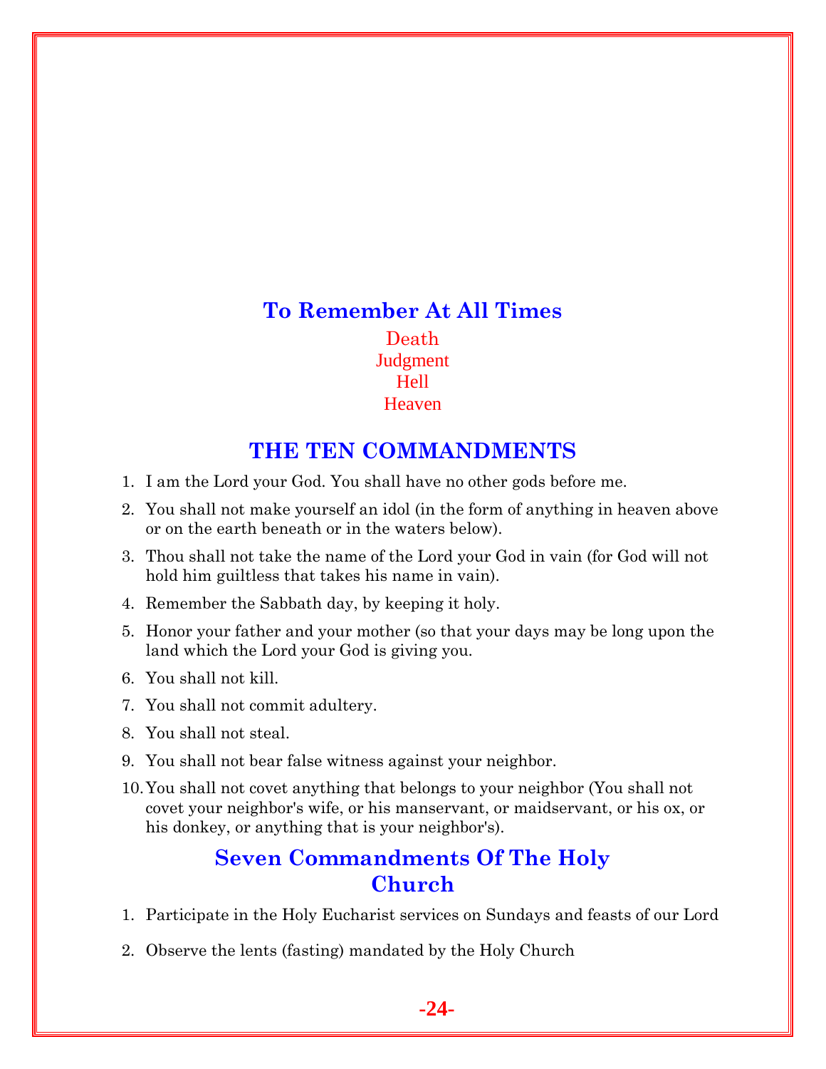## To Remember At All Times

Death
Judgment
Hell
Heaven

## THE TEN COMMANDMENTS

1. I am the Lord your God. You shall have no other gods before me.
2. You shall not make yourself an idol (in the form of anything in heaven above or on the earth beneath or in the waters below).
3. Thou shall not take the name of the Lord your God in vain (for God will not hold him guiltless that takes his name in vain).
4. Remember the Sabbath day, by keeping it holy.
5. Honor your father and your mother (so that your days may be long upon the land which the Lord your God is giving you.
6. You shall not kill.
7. You shall not commit adultery.
8. You shall not steal.
9. You shall not bear false witness against your neighbor.
10. You shall not covet anything that belongs to your neighbor (You shall not covet your neighbor's wife, or his manservant, or maidservant, or his ox, or his donkey, or anything that is your neighbor's).

## Seven Commandments Of The Holy Church

1. Participate in the Holy Eucharist services on Sundays and feasts of our Lord
2. Observe the lents (fasting) mandated by the Holy Church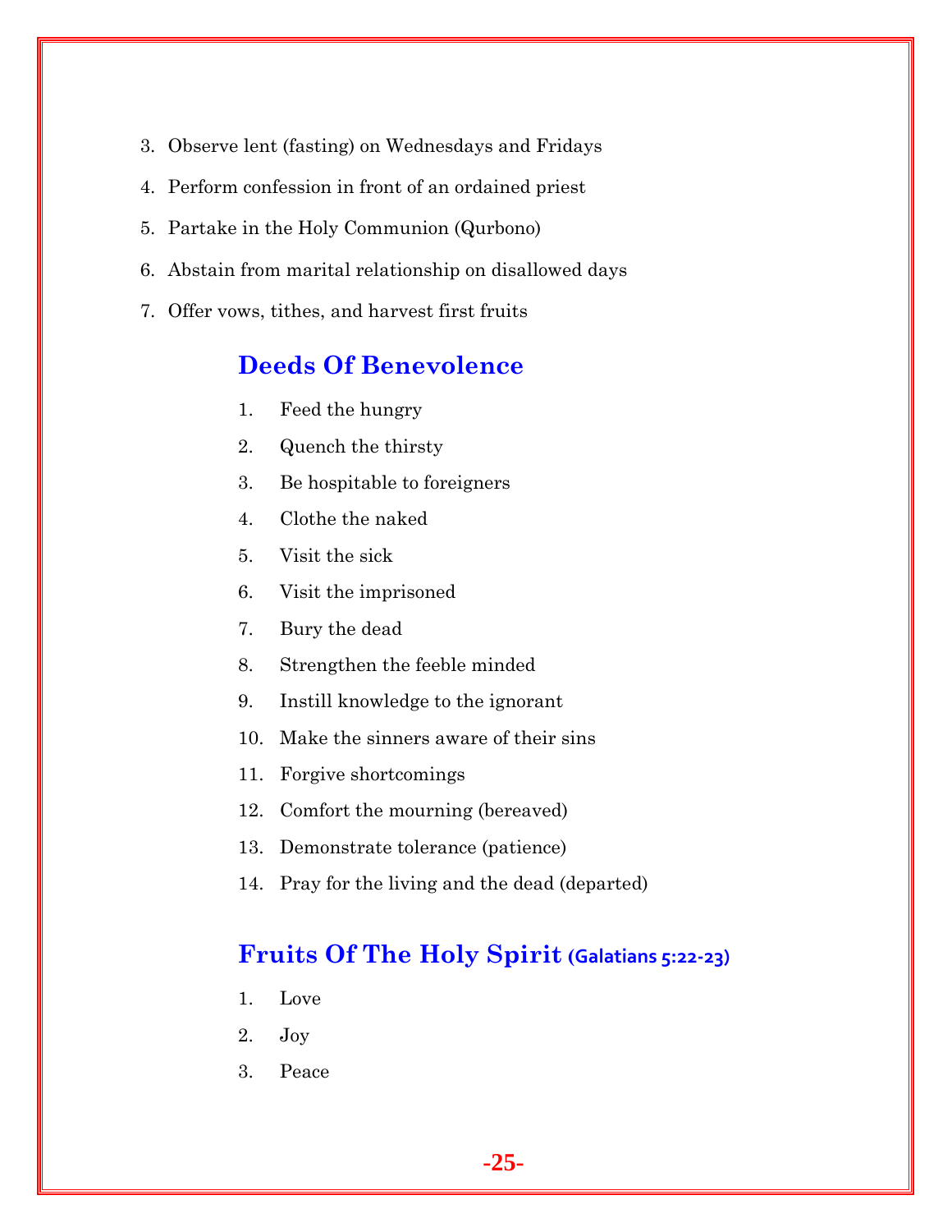3. Observe lent (fasting) on Wednesdays and Fridays
4. Perform confession in front of an ordained priest
5. Partake in the Holy Communion (Qurbono)
6. Abstain from marital relationship on disallowed days
7. Offer vows, tithes, and harvest first fruits

## Deeds Of Benevolence

1. Feed the hungry
2. Quench the thirsty
3. Be hospitable to foreigners
4. Clothe the naked
5. Visit the sick
6. Visit the imprisoned
7. Bury the dead
8. Strengthen the feeble minded
9. Instill knowledge to the ignorant
10. Make the sinners aware of their sins
11. Forgive shortcomings
12. Comfort the mourning (bereaved)
13. Demonstrate tolerance (patience)
14. Pray for the living and the dead (departed)

## Fruits Of The Holy Spirit (Galatians 5:22-23)

1. Love
2. Joy
3. Peace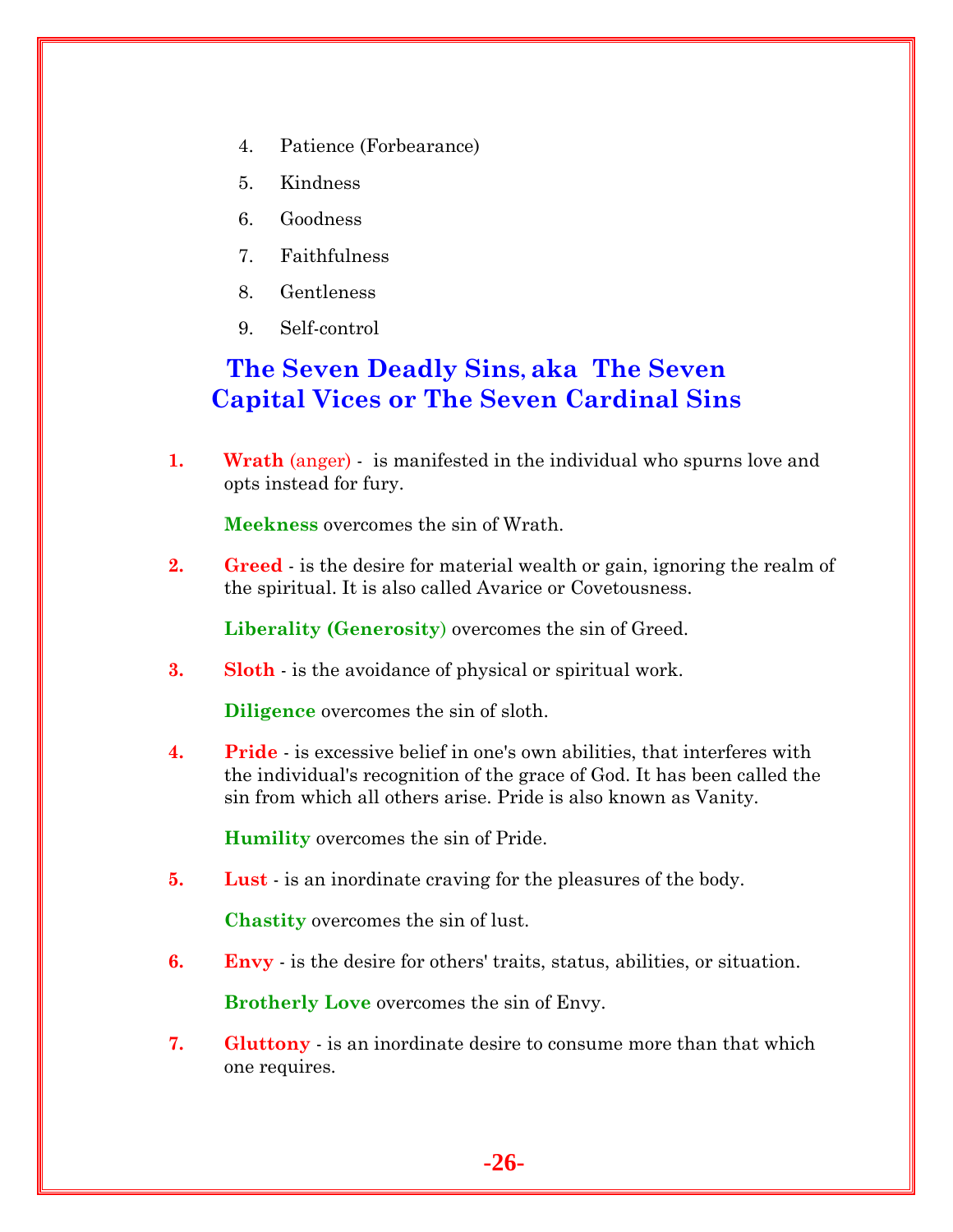4. Patience (Forbearance)
5. Kindness
6. Goodness
7. Faithfulness
8. Gentleness
9. Self-control

## The Seven Deadly Sins, aka The Seven Capital Vices or The Seven Cardinal Sins

1. **Wrath** (anger) - is manifested in the individual who spurns love and opts instead for fury.

   **Meekness** overcomes the sin of Wrath.

2. **Greed** - is the desire for material wealth or gain, ignoring the realm of the spiritual. It is also called Avarice or Covetousness.

   **Liberality (Generosity)** overcomes the sin of Greed.

3. **Sloth** - is the avoidance of physical or spiritual work.

   **Diligence** overcomes the sin of sloth.

4. **Pride** - is excessive belief in one's own abilities, that interferes with the individual's recognition of the grace of God. It has been called the sin from which all others arise. Pride is also known as Vanity.

   **Humility** overcomes the sin of Pride.

5. **Lust** - is an inordinate craving for the pleasures of the body.

   **Chastity** overcomes the sin of lust.

6. **Envy** - is the desire for others' traits, status, abilities, or situation.

   **Brotherly Love** overcomes the sin of Envy.

7. **Gluttony** - is an inordinate desire to consume more than that which one requires.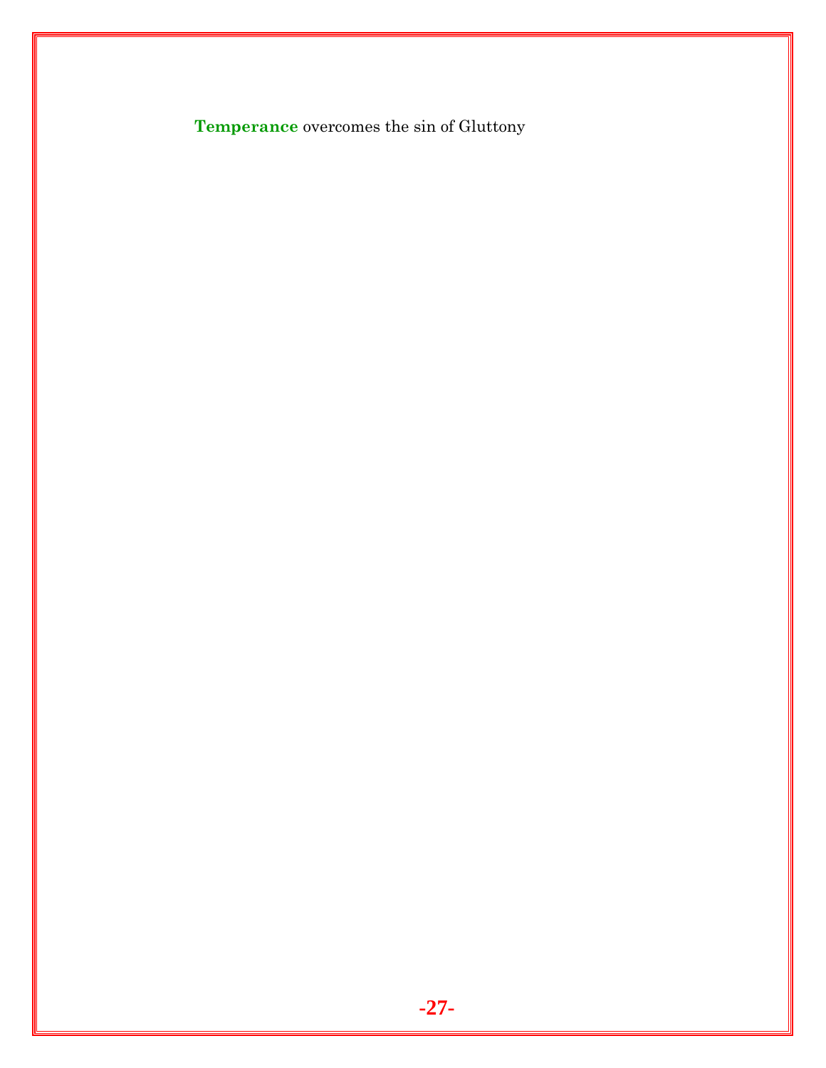**Temperance** overcomes the sin of Gluttony